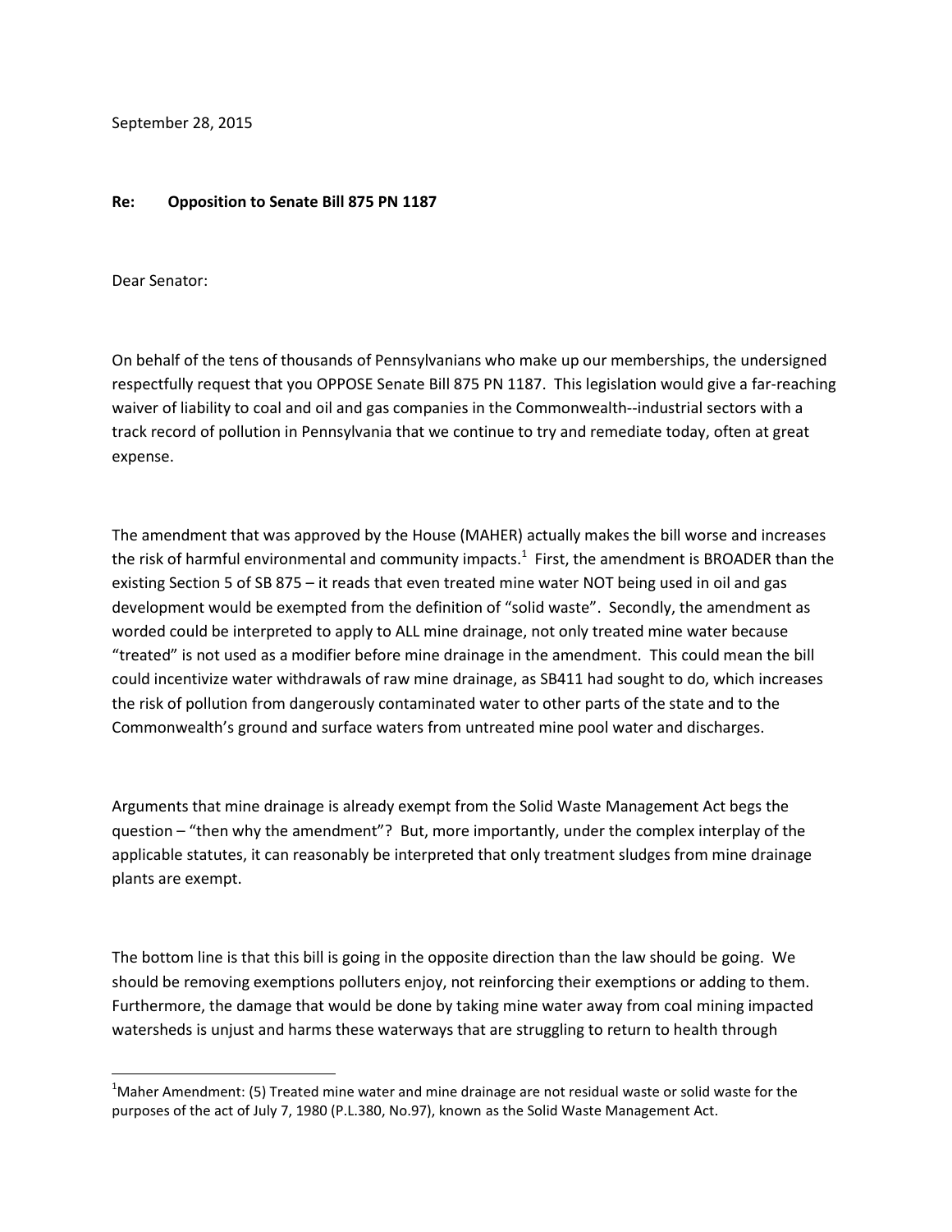September 28, 2015

**Re: Opposition to Senate Bill 875 PN 1187**

Dear Senator:

On behalf of the tens of thousands of Pennsylvanians who make up our memberships, the undersigned respectfully request that you OPPOSE Senate Bill 875 PN 1187. This legislation would give a far-reaching waiver of liability to coal and oil and gas companies in the Commonwealth--industrial sectors with a track record of pollution in Pennsylvania that we continue to try and remediate today, often at great expense.

The amendment that was approved by the House (MAHER) actually makes the bill worse and increases the risk of harmful environmental and community impacts.[1] First, the amendment is BROADER than the existing Section 5 of SB 875 – it reads that even treated mine water NOT being used in oil and gas development would be exempted from the definition of "solid waste". Secondly, the amendment as worded could be interpreted to apply to ALL mine drainage, not only treated mine water because "treated" is not used as a modifier before mine drainage in the amendment. This could mean the bill could incentivize water withdrawals of raw mine drainage, as SB411 had sought to do, which increases the risk of pollution from dangerously contaminated water to other parts of the state and to the Commonwealth's ground and surface waters from untreated mine pool water and discharges.

Arguments that mine drainage is already exempt from the Solid Waste Management Act begs the question – "then why the amendment"? But, more importantly, under the complex interplay of the applicable statutes, it can reasonably be interpreted that only treatment sludges from mine drainage plants are exempt.

The bottom line is that this bill is going in the opposite direction than the law should be going. We should be removing exemptions polluters enjoy, not reinforcing their exemptions or adding to them. Furthermore, the damage that would be done by taking mine water away from coal mining impacted watersheds is unjust and harms these waterways that are struggling to return to health through

---

[1] Maher Amendment: (5) Treated mine water and mine drainage are not residual waste or solid waste for the purposes of the act of July 7, 1980 (P.L.380, No.97), known as the Solid Waste Management Act.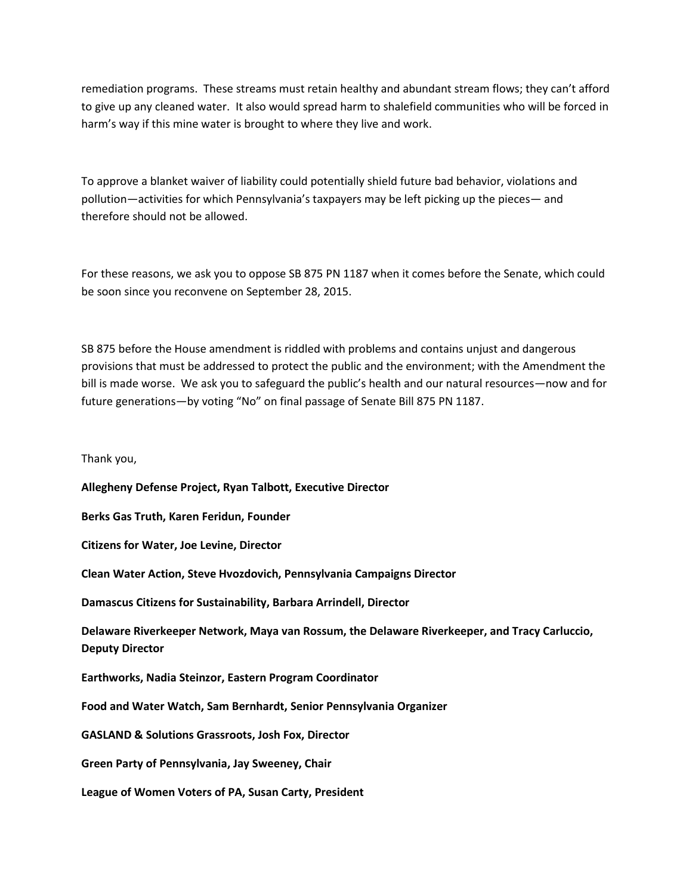remediation programs. These streams must retain healthy and abundant stream flows; they can't afford to give up any cleaned water. It also would spread harm to shalefield communities who will be forced in harm's way if this mine water is brought to where they live and work.

To approve a blanket waiver of liability could potentially shield future bad behavior, violations and pollution—activities for which Pennsylvania's taxpayers may be left picking up the pieces— and therefore should not be allowed.

For these reasons, we ask you to oppose SB 875 PN 1187 when it comes before the Senate, which could be soon since you reconvene on September 28, 2015.

SB 875 before the House amendment is riddled with problems and contains unjust and dangerous provisions that must be addressed to protect the public and the environment; with the Amendment the bill is made worse. We ask you to safeguard the public's health and our natural resources—now and for future generations—by voting "No" on final passage of Senate Bill 875 PN 1187.

Thank you,

**Allegheny Defense Project, Ryan Talbott, Executive Director**

**Berks Gas Truth, Karen Feridun, Founder**

**Citizens for Water, Joe Levine, Director**

**Clean Water Action, Steve Hvozdovich, Pennsylvania Campaigns Director**

**Damascus Citizens for Sustainability, Barbara Arrindell, Director**

**Delaware Riverkeeper Network, Maya van Rossum, the Delaware Riverkeeper, and Tracy Carluccio, Deputy Director**

**Earthworks, Nadia Steinzor, Eastern Program Coordinator**

**Food and Water Watch, Sam Bernhardt, Senior Pennsylvania Organizer**

**GASLAND & Solutions Grassroots, Josh Fox, Director**

**Green Party of Pennsylvania, Jay Sweeney, Chair**

**League of Women Voters of PA, Susan Carty, President**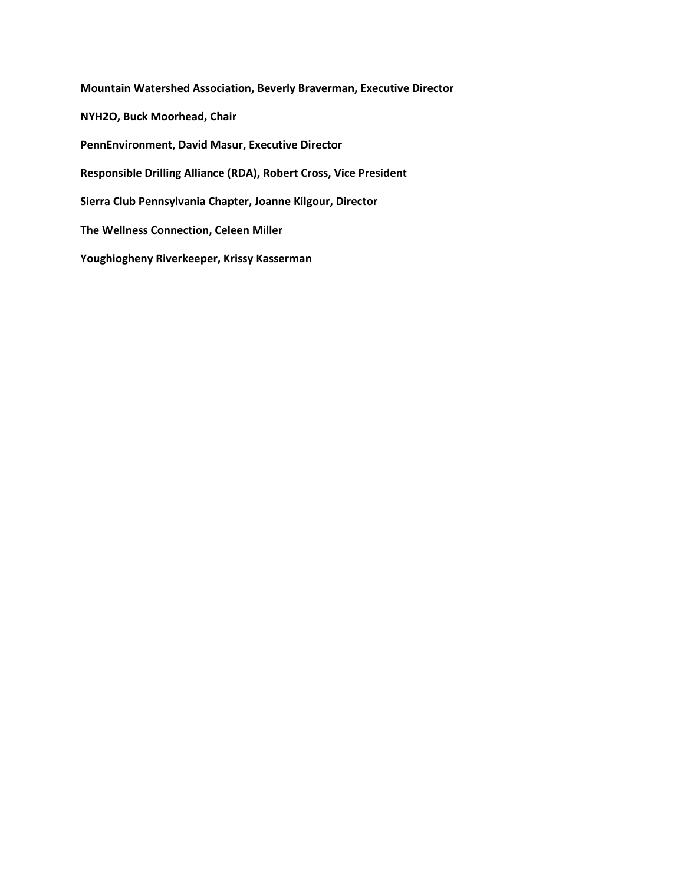**Mountain Watershed Association, Beverly Braverman, Executive Director**

**NYH2O, Buck Moorhead, Chair**

**PennEnvironment, David Masur, Executive Director**

**Responsible Drilling Alliance (RDA), Robert Cross, Vice President**

**Sierra Club Pennsylvania Chapter, Joanne Kilgour, Director**

**The Wellness Connection, Celeen Miller**

**Youghiogheny Riverkeeper, Krissy Kasserman**